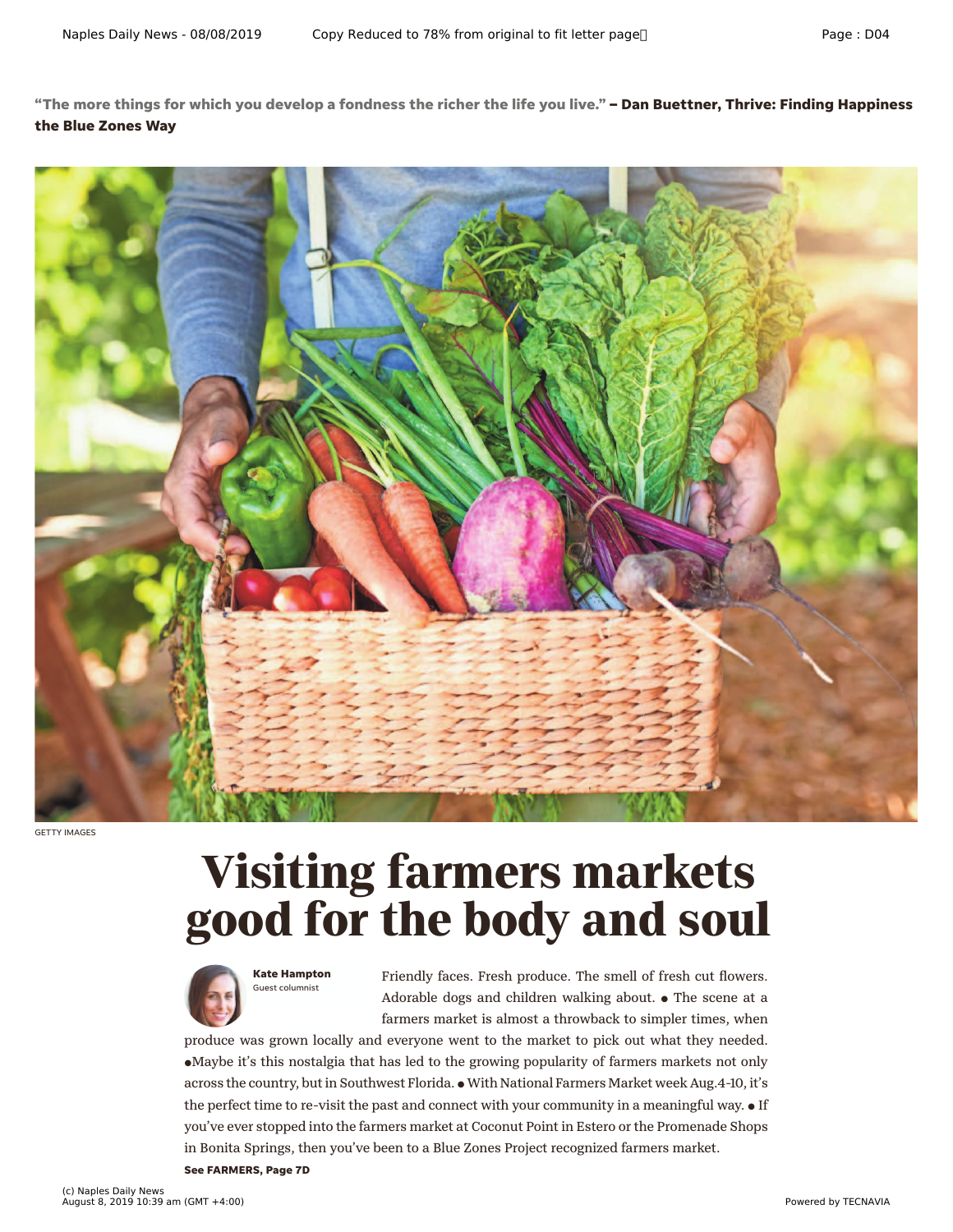"The more things for which you develop a fondness the richer the life you live." **– Dan Buettner, Thrive: Finding Happiness the Blue Zones Way**

GETTY IMAGES

# Visiting farmers markets good for the body and soul

**Kate Hampton**
Guest columnist

Friendly faces. Fresh produce. The smell of fresh cut flowers. Adorable dogs and children walking about. ● The scene at a farmers market is almost a throwback to simpler times, when produce was grown locally and everyone went to the market to pick out what they needed. ●Maybe it's this nostalgia that has led to the growing popularity of farmers markets not only across the country, but in Southwest Florida. ● With National Farmers Market week Aug.4-10, it's the perfect time to re-visit the past and connect with your community in a meaningful way. ● If you've ever stopped into the farmers market at Coconut Point in Estero or the Promenade Shops in Bonita Springs, then you've been to a Blue Zones Project recognized farmers market.

**See FARMERS, Page 7D**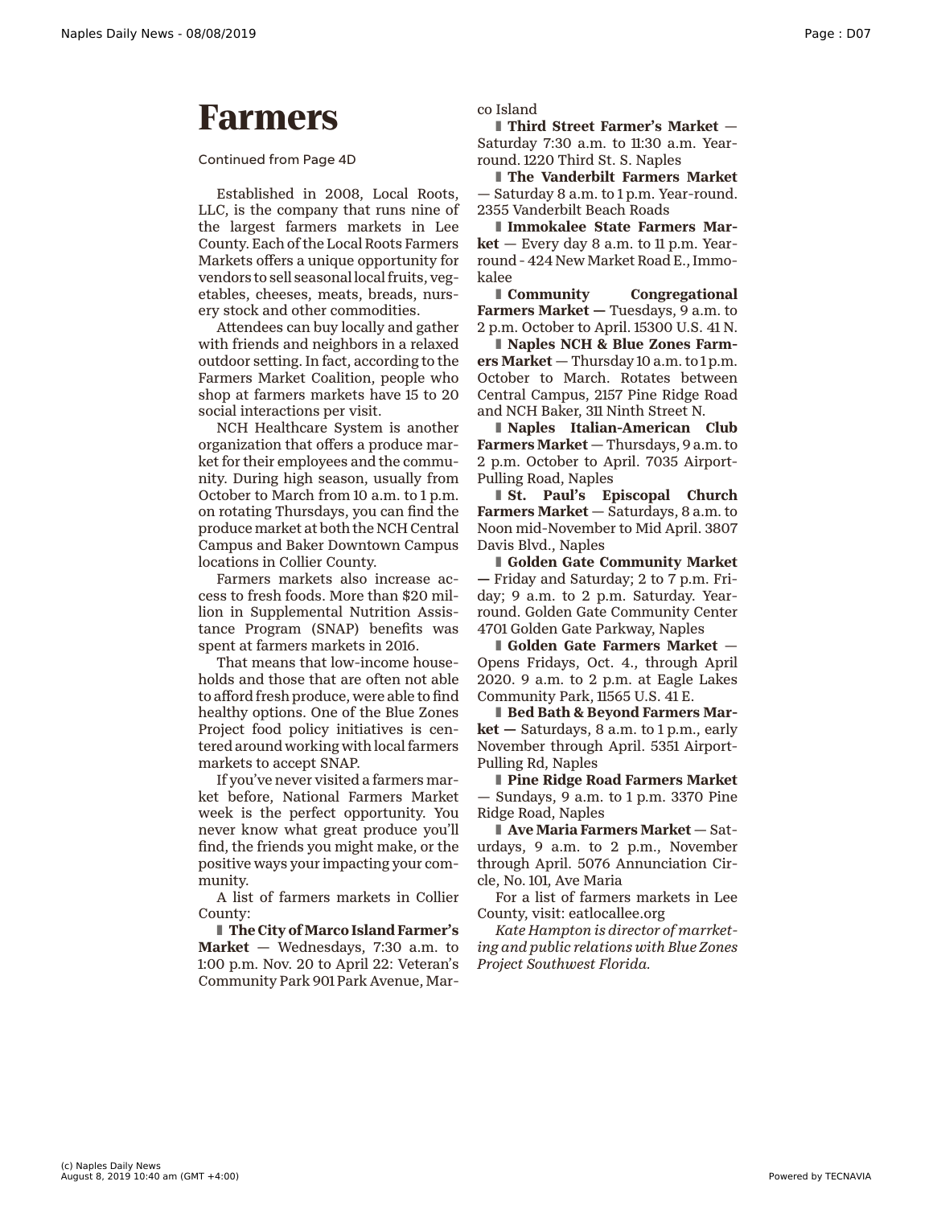# Farmers

Continued from Page 4D

Established in 2008, Local Roots, LLC, is the company that runs nine of the largest farmers markets in Lee County. Each of the Local Roots Farmers Markets offers a unique opportunity for vendors to sell seasonal local fruits, vegetables, cheeses, meats, breads, nursery stock and other commodities.

Attendees can buy locally and gather with friends and neighbors in a relaxed outdoor setting. In fact, according to the Farmers Market Coalition, people who shop at farmers markets have 15 to 20 social interactions per visit.

NCH Healthcare System is another organization that offers a produce market for their employees and the community. During high season, usually from October to March from 10 a.m. to 1 p.m. on rotating Thursdays, you can find the produce market at both the NCH Central Campus and Baker Downtown Campus locations in Collier County.

Farmers markets also increase access to fresh foods. More than $20 million in Supplemental Nutrition Assistance Program (SNAP) benefits was spent at farmers markets in 2016.

That means that low-income households and those that are often not able to afford fresh produce, were able to find healthy options. One of the Blue Zones Project food policy initiatives is centered around working with local farmers markets to accept SNAP.

If you've never visited a farmers market before, National Farmers Market week is the perfect opportunity. You never know what great produce you'll find, the friends you might make, or the positive ways your impacting your community.

A list of farmers markets in Collier County:

- **The City of Marco Island Farmer's Market** — Wednesdays, 7:30 a.m. to 1:00 p.m. Nov. 20 to April 22: Veteran's Community Park 901 Park Avenue, Marco Island
- **Third Street Farmer's Market** — Saturday 7:30 a.m. to 11:30 a.m. Year-round. 1220 Third St. S. Naples
- **The Vanderbilt Farmers Market** — Saturday 8 a.m. to 1 p.m. Year-round. 2355 Vanderbilt Beach Roads
- **Immokalee State Farmers Market** — Every day 8 a.m. to 11 p.m. Year-round - 424 New Market Road E., Immokalee
- **Community Congregational Farmers Market —** Tuesdays, 9 a.m. to 2 p.m. October to April. 15300 U.S. 41 N.
- **Naples NCH & Blue Zones Farmers Market** — Thursday 10 a.m. to 1 p.m. October to March. Rotates between Central Campus, 2157 Pine Ridge Road and NCH Baker, 311 Ninth Street N.
- **Naples Italian-American Club Farmers Market** — Thursdays, 9 a.m. to 2 p.m. October to April. 7035 Airport-Pulling Road, Naples
- **St. Paul's Episcopal Church Farmers Market** — Saturdays, 8 a.m. to Noon mid-November to Mid April. 3807 Davis Blvd., Naples
- **Golden Gate Community Market —** Friday and Saturday; 2 to 7 p.m. Friday; 9 a.m. to 2 p.m. Saturday. Year-round. Golden Gate Community Center 4701 Golden Gate Parkway, Naples
- **Golden Gate Farmers Market** — Opens Fridays, Oct. 4., through April 2020. 9 a.m. to 2 p.m. at Eagle Lakes Community Park, 11565 U.S. 41 E.
- **Bed Bath & Beyond Farmers Market —** Saturdays, 8 a.m. to 1 p.m., early November through April. 5351 Airport-Pulling Rd, Naples
- **Pine Ridge Road Farmers Market** — Sundays, 9 a.m. to 1 p.m. 3370 Pine Ridge Road, Naples
- **Ave Maria Farmers Market** — Saturdays, 9 a.m. to 2 p.m., November through April. 5076 Annunciation Circle, No. 101, Ave Maria

For a list of farmers markets in Lee County, visit: eatlocallee.org

*Kate Hampton is director of marrketing and public relations with Blue Zones Project Southwest Florida.*